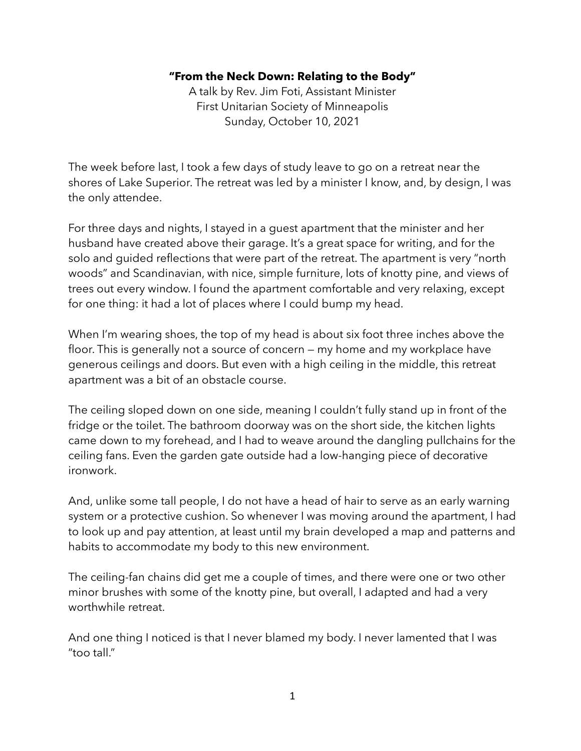**"From the Neck Down: Relating to the Body"**

A talk by Rev. Jim Foti, Assistant Minister
First Unitarian Society of Minneapolis
Sunday, October 10, 2021

The week before last, I took a few days of study leave to go on a retreat near the shores of Lake Superior. The retreat was led by a minister I know, and, by design, I was the only attendee.

For three days and nights, I stayed in a guest apartment that the minister and her husband have created above their garage. It's a great space for writing, and for the solo and guided reflections that were part of the retreat. The apartment is very "north woods" and Scandinavian, with nice, simple furniture, lots of knotty pine, and views of trees out every window. I found the apartment comfortable and very relaxing, except for one thing: it had a lot of places where I could bump my head.

When I'm wearing shoes, the top of my head is about six foot three inches above the floor. This is generally not a source of concern — my home and my workplace have generous ceilings and doors. But even with a high ceiling in the middle, this retreat apartment was a bit of an obstacle course.

The ceiling sloped down on one side, meaning I couldn't fully stand up in front of the fridge or the toilet. The bathroom doorway was on the short side, the kitchen lights came down to my forehead, and I had to weave around the dangling pullchains for the ceiling fans. Even the garden gate outside had a low-hanging piece of decorative ironwork.

And, unlike some tall people, I do not have a head of hair to serve as an early warning system or a protective cushion. So whenever I was moving around the apartment, I had to look up and pay attention, at least until my brain developed a map and patterns and habits to accommodate my body to this new environment.

The ceiling-fan chains did get me a couple of times, and there were one or two other minor brushes with some of the knotty pine, but overall, I adapted and had a very worthwhile retreat.

And one thing I noticed is that I never blamed my body. I never lamented that I was "too tall."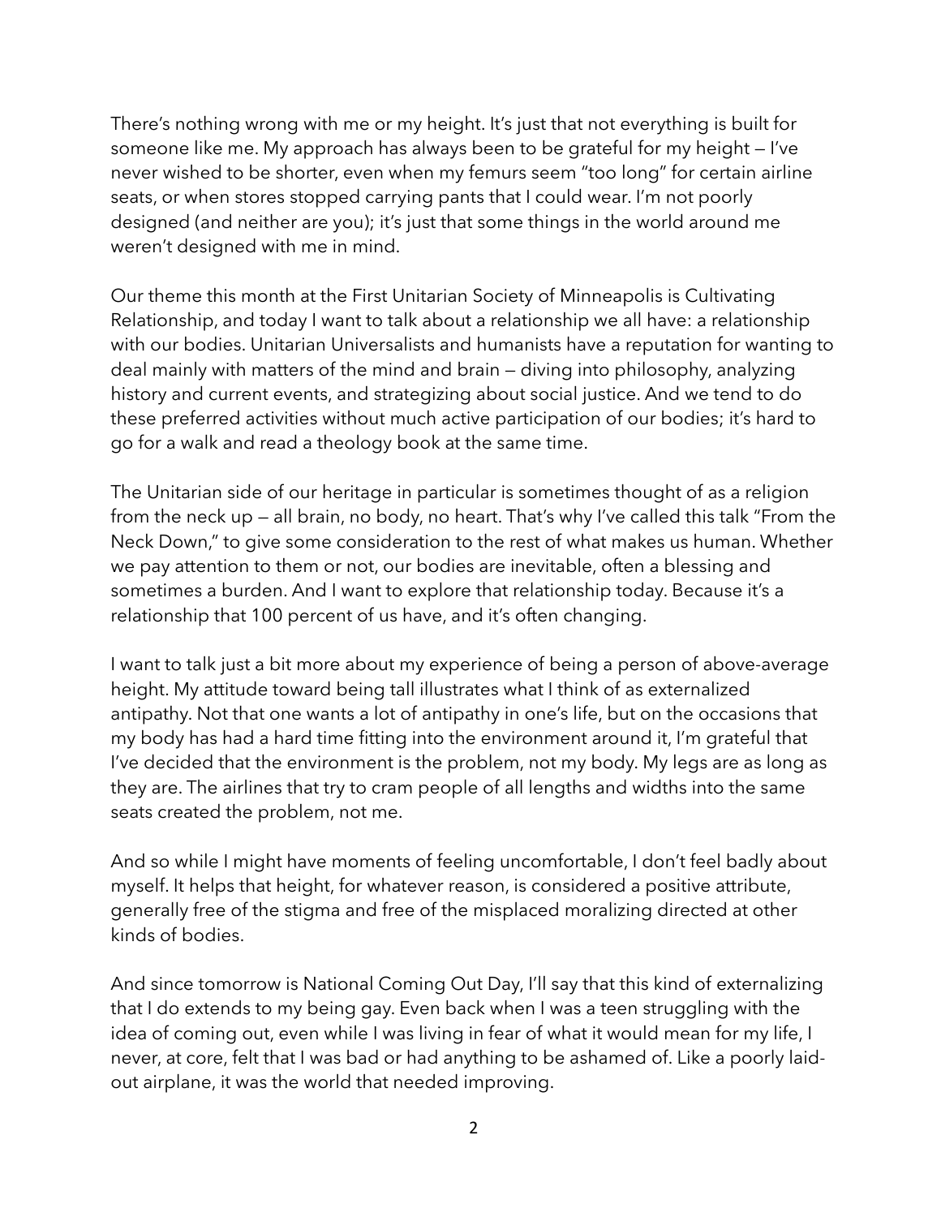There's nothing wrong with me or my height. It's just that not everything is built for someone like me. My approach has always been to be grateful for my height — I've never wished to be shorter, even when my femurs seem "too long" for certain airline seats, or when stores stopped carrying pants that I could wear. I'm not poorly designed (and neither are you); it's just that some things in the world around me weren't designed with me in mind.

Our theme this month at the First Unitarian Society of Minneapolis is Cultivating Relationship, and today I want to talk about a relationship we all have: a relationship with our bodies. Unitarian Universalists and humanists have a reputation for wanting to deal mainly with matters of the mind and brain — diving into philosophy, analyzing history and current events, and strategizing about social justice. And we tend to do these preferred activities without much active participation of our bodies; it's hard to go for a walk and read a theology book at the same time.

The Unitarian side of our heritage in particular is sometimes thought of as a religion from the neck up — all brain, no body, no heart. That's why I've called this talk "From the Neck Down," to give some consideration to the rest of what makes us human. Whether we pay attention to them or not, our bodies are inevitable, often a blessing and sometimes a burden. And I want to explore that relationship today. Because it's a relationship that 100 percent of us have, and it's often changing.

I want to talk just a bit more about my experience of being a person of above-average height. My attitude toward being tall illustrates what I think of as externalized antipathy. Not that one wants a lot of antipathy in one's life, but on the occasions that my body has had a hard time fitting into the environment around it, I'm grateful that I've decided that the environment is the problem, not my body. My legs are as long as they are. The airlines that try to cram people of all lengths and widths into the same seats created the problem, not me.

And so while I might have moments of feeling uncomfortable, I don't feel badly about myself. It helps that height, for whatever reason, is considered a positive attribute, generally free of the stigma and free of the misplaced moralizing directed at other kinds of bodies.

And since tomorrow is National Coming Out Day, I'll say that this kind of externalizing that I do extends to my being gay. Even back when I was a teen struggling with the idea of coming out, even while I was living in fear of what it would mean for my life, I never, at core, felt that I was bad or had anything to be ashamed of. Like a poorly laid-out airplane, it was the world that needed improving.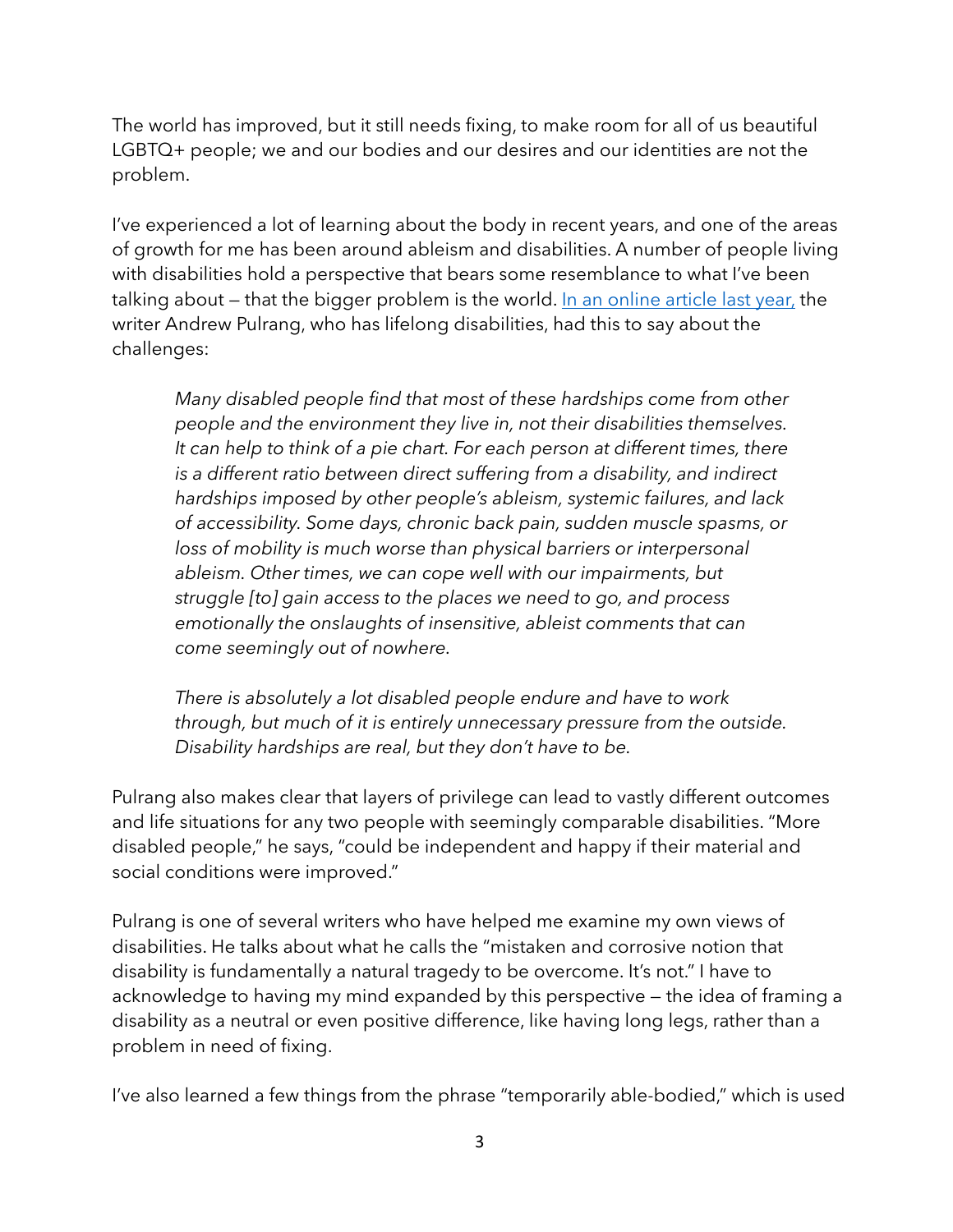The world has improved, but it still needs fixing, to make room for all of us beautiful LGBTQ+ people; we and our bodies and our desires and our identities are not the problem.

I've experienced a lot of learning about the body in recent years, and one of the areas of growth for me has been around ableism and disabilities. A number of people living with disabilities hold a perspective that bears some resemblance to what I've been talking about — that the bigger problem is the world. [In an online article last year,]() the writer Andrew Pulrang, who has lifelong disabilities, had this to say about the challenges:

> *Many disabled people find that most of these hardships come from other people and the environment they live in, not their disabilities themselves. It can help to think of a pie chart. For each person at different times, there is a different ratio between direct suffering from a disability, and indirect hardships imposed by other people's ableism, systemic failures, and lack of accessibility. Some days, chronic back pain, sudden muscle spasms, or loss of mobility is much worse than physical barriers or interpersonal ableism. Other times, we can cope well with our impairments, but struggle [to] gain access to the places we need to go, and process emotionally the onslaughts of insensitive, ableist comments that can come seemingly out of nowhere.*
>
> *There is absolutely a lot disabled people endure and have to work through, but much of it is entirely unnecessary pressure from the outside. Disability hardships are real, but they don't have to be.*

Pulrang also makes clear that layers of privilege can lead to vastly different outcomes and life situations for any two people with seemingly comparable disabilities. "More disabled people," he says, "could be independent and happy if their material and social conditions were improved."

Pulrang is one of several writers who have helped me examine my own views of disabilities. He talks about what he calls the "mistaken and corrosive notion that disability is fundamentally a natural tragedy to be overcome. It's not." I have to acknowledge to having my mind expanded by this perspective — the idea of framing a disability as a neutral or even positive difference, like having long legs, rather than a problem in need of fixing.

I've also learned a few things from the phrase "temporarily able-bodied," which is used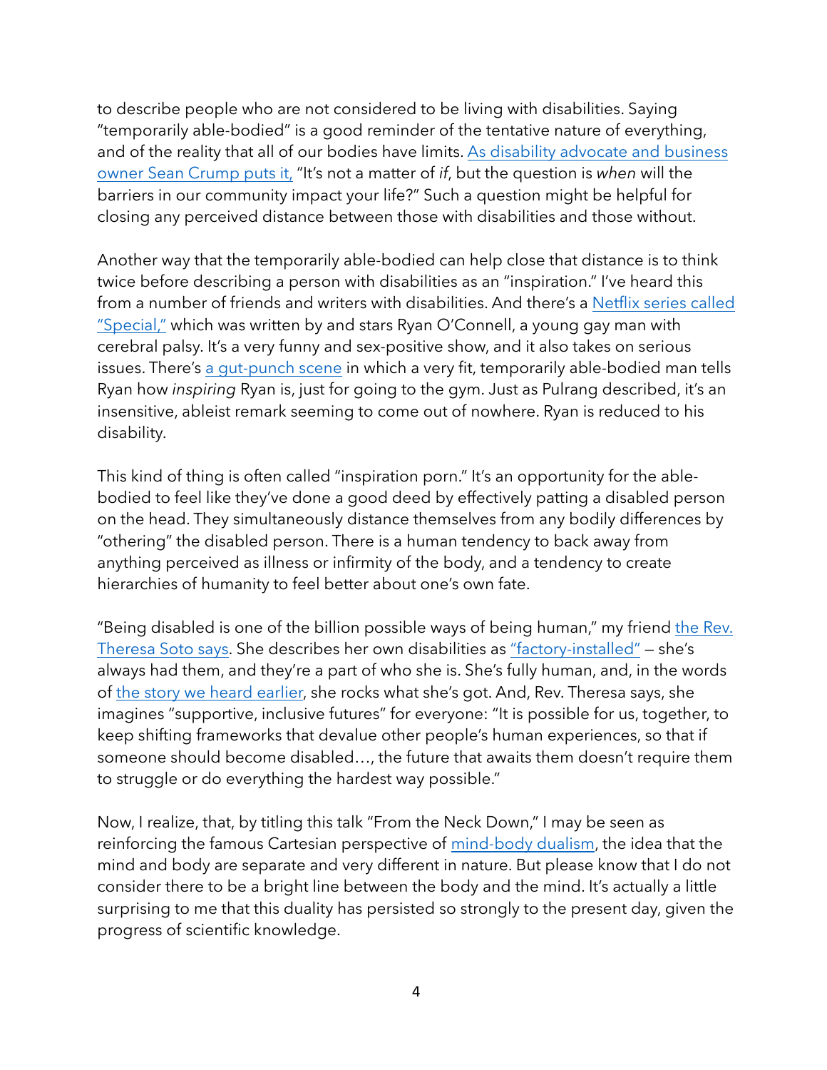to describe people who are not considered to be living with disabilities. Saying "temporarily able-bodied" is a good reminder of the tentative nature of everything, and of the reality that all of our bodies have limits. As disability advocate and business owner Sean Crump puts it, "It's not a matter of *if*, but the question is *when* will the barriers in our community impact your life?" Such a question might be helpful for closing any perceived distance between those with disabilities and those without.

Another way that the temporarily able-bodied can help close that distance is to think twice before describing a person with disabilities as an "inspiration." I've heard this from a number of friends and writers with disabilities. And there's a Netflix series called "Special," which was written by and stars Ryan O'Connell, a young gay man with cerebral palsy. It's a very funny and sex-positive show, and it also takes on serious issues. There's a gut-punch scene in which a very fit, temporarily able-bodied man tells Ryan how *inspiring* Ryan is, just for going to the gym. Just as Pulrang described, it's an insensitive, ableist remark seeming to come out of nowhere. Ryan is reduced to his disability.

This kind of thing is often called "inspiration porn." It's an opportunity for the able-bodied to feel like they've done a good deed by effectively patting a disabled person on the head. They simultaneously distance themselves from any bodily differences by "othering" the disabled person. There is a human tendency to back away from anything perceived as illness or infirmity of the body, and a tendency to create hierarchies of humanity to feel better about one's own fate.

"Being disabled is one of the billion possible ways of being human," my friend the Rev. Theresa Soto says. She describes her own disabilities as "factory-installed" — she's always had them, and they're a part of who she is. She's fully human, and, in the words of the story we heard earlier, she rocks what she's got. And, Rev. Theresa says, she imagines "supportive, inclusive futures" for everyone: "It is possible for us, together, to keep shifting frameworks that devalue other people's human experiences, so that if someone should become disabled…, the future that awaits them doesn't require them to struggle or do everything the hardest way possible."

Now, I realize, that, by titling this talk "From the Neck Down," I may be seen as reinforcing the famous Cartesian perspective of mind-body dualism, the idea that the mind and body are separate and very different in nature. But please know that I do not consider there to be a bright line between the body and the mind. It's actually a little surprising to me that this duality has persisted so strongly to the present day, given the progress of scientific knowledge.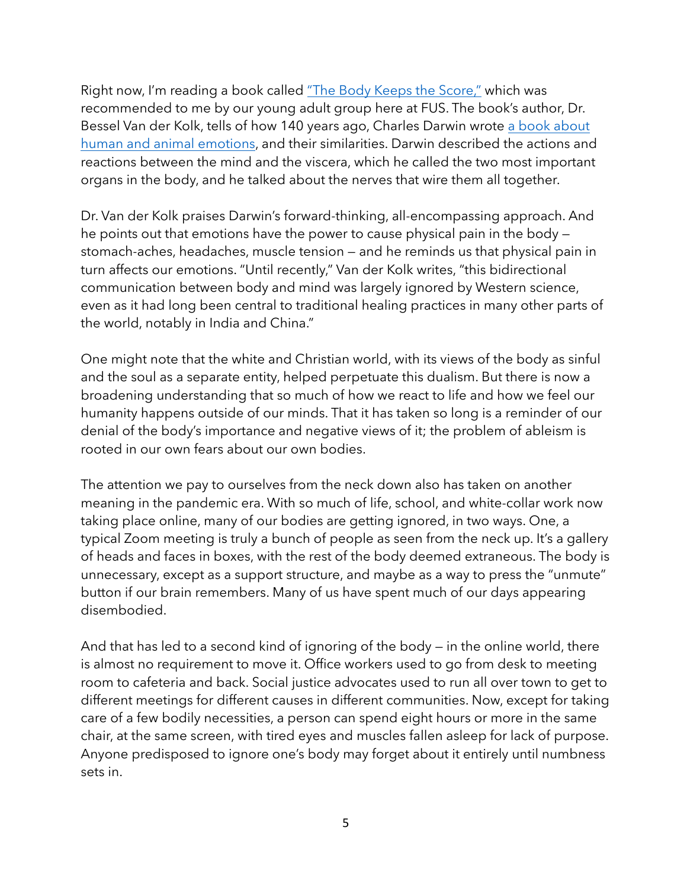Right now, I'm reading a book called "The Body Keeps the Score," which was recommended to me by our young adult group here at FUS. The book's author, Dr. Bessel Van der Kolk, tells of how 140 years ago, Charles Darwin wrote a book about human and animal emotions, and their similarities. Darwin described the actions and reactions between the mind and the viscera, which he called the two most important organs in the body, and he talked about the nerves that wire them all together.

Dr. Van der Kolk praises Darwin's forward-thinking, all-encompassing approach. And he points out that emotions have the power to cause physical pain in the body — stomach-aches, headaches, muscle tension — and he reminds us that physical pain in turn affects our emotions. "Until recently," Van der Kolk writes, "this bidirectional communication between body and mind was largely ignored by Western science, even as it had long been central to traditional healing practices in many other parts of the world, notably in India and China."

One might note that the white and Christian world, with its views of the body as sinful and the soul as a separate entity, helped perpetuate this dualism. But there is now a broadening understanding that so much of how we react to life and how we feel our humanity happens outside of our minds. That it has taken so long is a reminder of our denial of the body's importance and negative views of it; the problem of ableism is rooted in our own fears about our own bodies.

The attention we pay to ourselves from the neck down also has taken on another meaning in the pandemic era. With so much of life, school, and white-collar work now taking place online, many of our bodies are getting ignored, in two ways. One, a typical Zoom meeting is truly a bunch of people as seen from the neck up. It's a gallery of heads and faces in boxes, with the rest of the body deemed extraneous. The body is unnecessary, except as a support structure, and maybe as a way to press the "unmute" button if our brain remembers. Many of us have spent much of our days appearing disembodied.

And that has led to a second kind of ignoring of the body — in the online world, there is almost no requirement to move it. Office workers used to go from desk to meeting room to cafeteria and back. Social justice advocates used to run all over town to get to different meetings for different causes in different communities. Now, except for taking care of a few bodily necessities, a person can spend eight hours or more in the same chair, at the same screen, with tired eyes and muscles fallen asleep for lack of purpose. Anyone predisposed to ignore one's body may forget about it entirely until numbness sets in.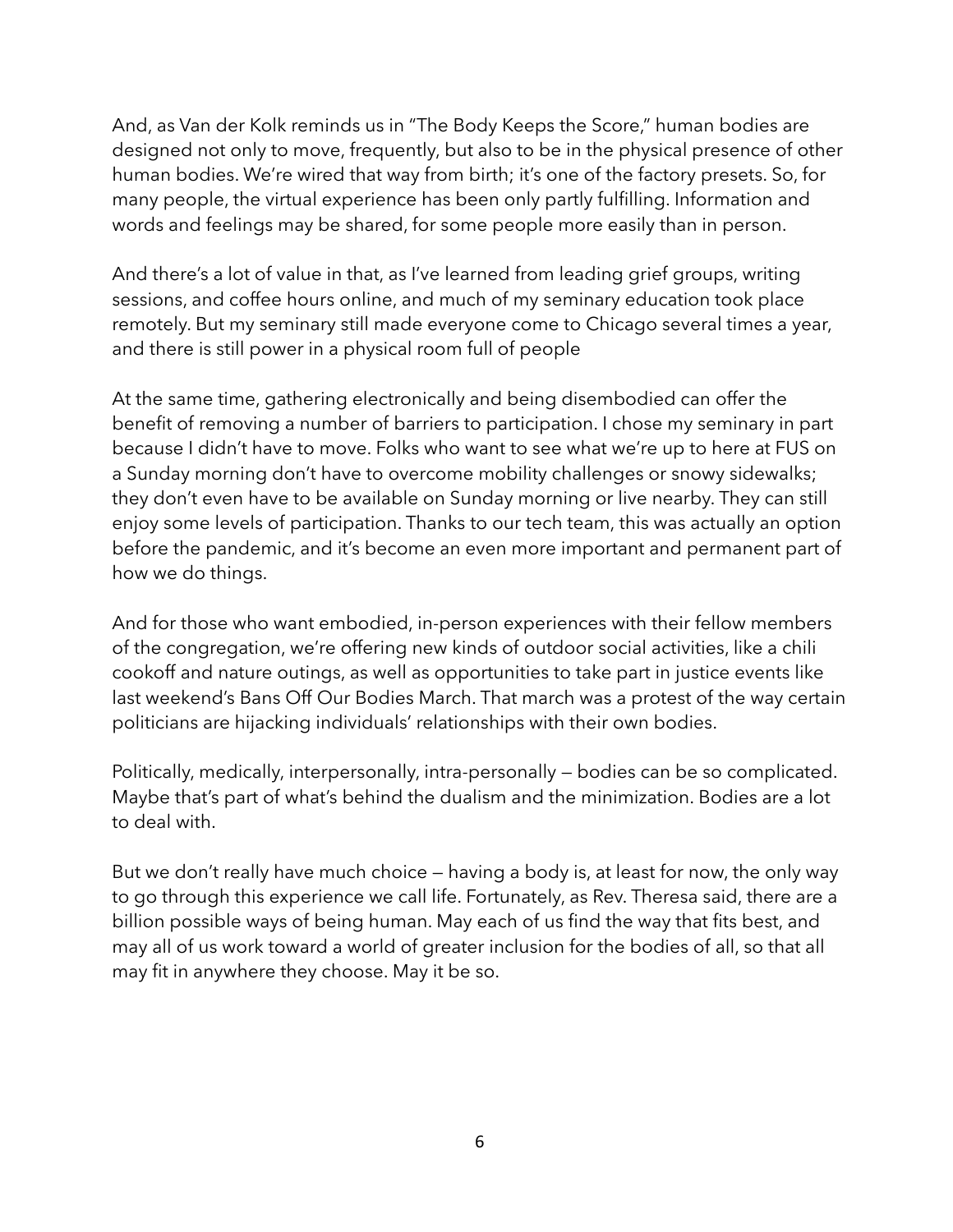And, as Van der Kolk reminds us in "The Body Keeps the Score," human bodies are designed not only to move, frequently, but also to be in the physical presence of other human bodies. We're wired that way from birth; it's one of the factory presets. So, for many people, the virtual experience has been only partly fulfilling. Information and words and feelings may be shared, for some people more easily than in person.

And there's a lot of value in that, as I've learned from leading grief groups, writing sessions, and coffee hours online, and much of my seminary education took place remotely. But my seminary still made everyone come to Chicago several times a year, and there is still power in a physical room full of people

At the same time, gathering electronically and being disembodied can offer the benefit of removing a number of barriers to participation. I chose my seminary in part because I didn't have to move. Folks who want to see what we're up to here at FUS on a Sunday morning don't have to overcome mobility challenges or snowy sidewalks; they don't even have to be available on Sunday morning or live nearby. They can still enjoy some levels of participation. Thanks to our tech team, this was actually an option before the pandemic, and it's become an even more important and permanent part of how we do things.

And for those who want embodied, in-person experiences with their fellow members of the congregation, we're offering new kinds of outdoor social activities, like a chili cookoff and nature outings, as well as opportunities to take part in justice events like last weekend's Bans Off Our Bodies March. That march was a protest of the way certain politicians are hijacking individuals' relationships with their own bodies.

Politically, medically, interpersonally, intra-personally — bodies can be so complicated. Maybe that's part of what's behind the dualism and the minimization. Bodies are a lot to deal with.

But we don't really have much choice — having a body is, at least for now, the only way to go through this experience we call life. Fortunately, as Rev. Theresa said, there are a billion possible ways of being human. May each of us find the way that fits best, and may all of us work toward a world of greater inclusion for the bodies of all, so that all may fit in anywhere they choose. May it be so.